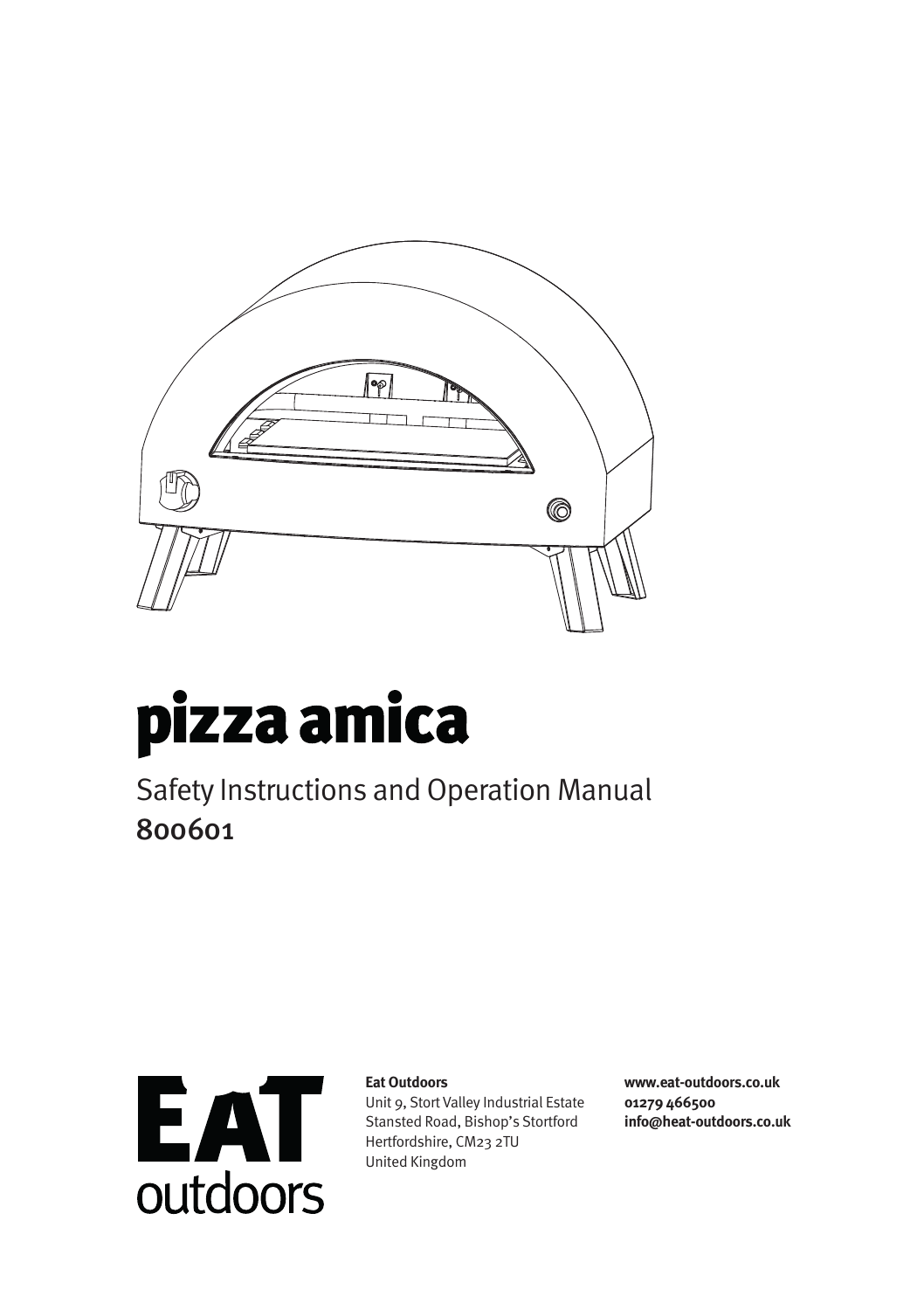# pizza amica

Safety Instructions and Operation Manual

800601

EAT outdoors

**Eat Outdoors**
Unit 9, Stort Valley Industrial Estate
Stansted Road, Bishop's Stortford
Hertfordshire, CM23 2TU
United Kingdom

**www.eat-outdoors.co.uk**
**01279 466500**
**info@heat-outdoors.co.uk**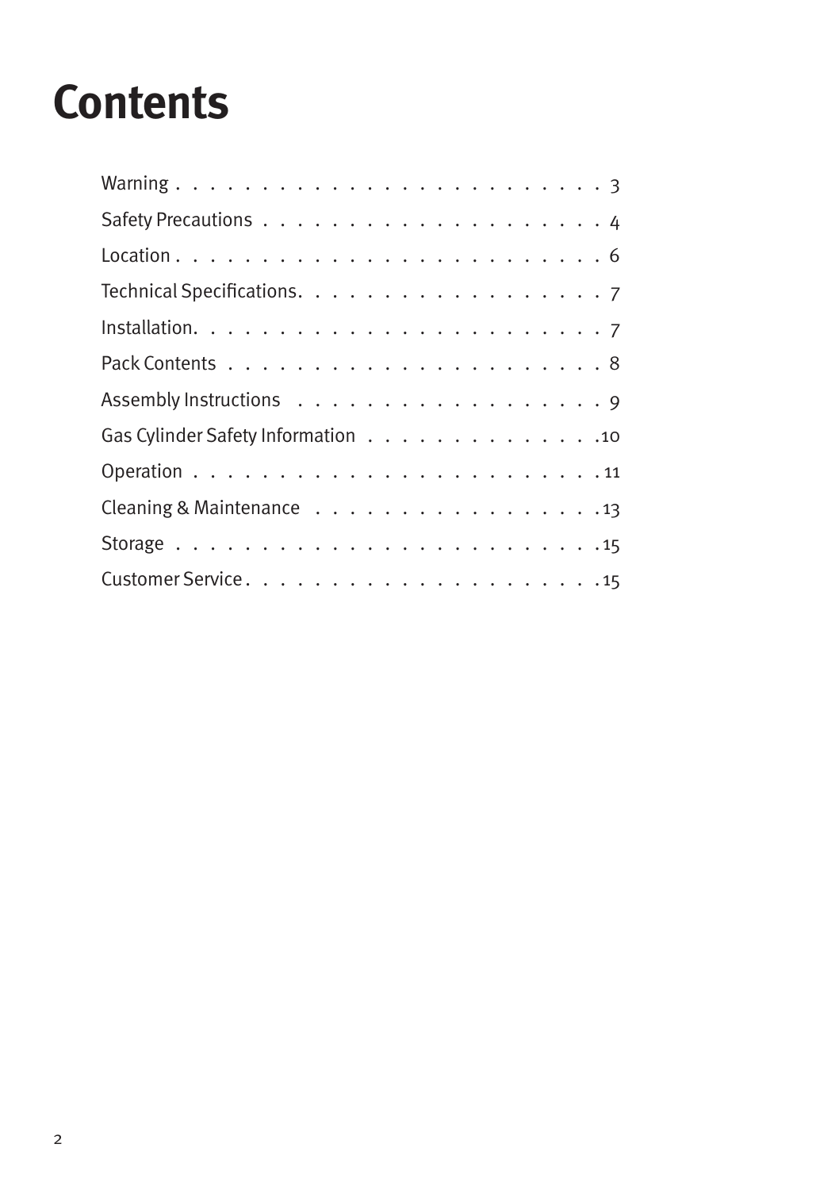# Contents

| | |
|---|---|
| Warning | 3 |
| Safety Precautions | 4 |
| Location | 6 |
| Technical Specifications | 7 |
| Installation | 7 |
| Pack Contents | 8 |
| Assembly Instructions | 9 |
| Gas Cylinder Safety Information | 10 |
| Operation | 11 |
| Cleaning & Maintenance | 13 |
| Storage | 15 |
| Customer Service | 15 |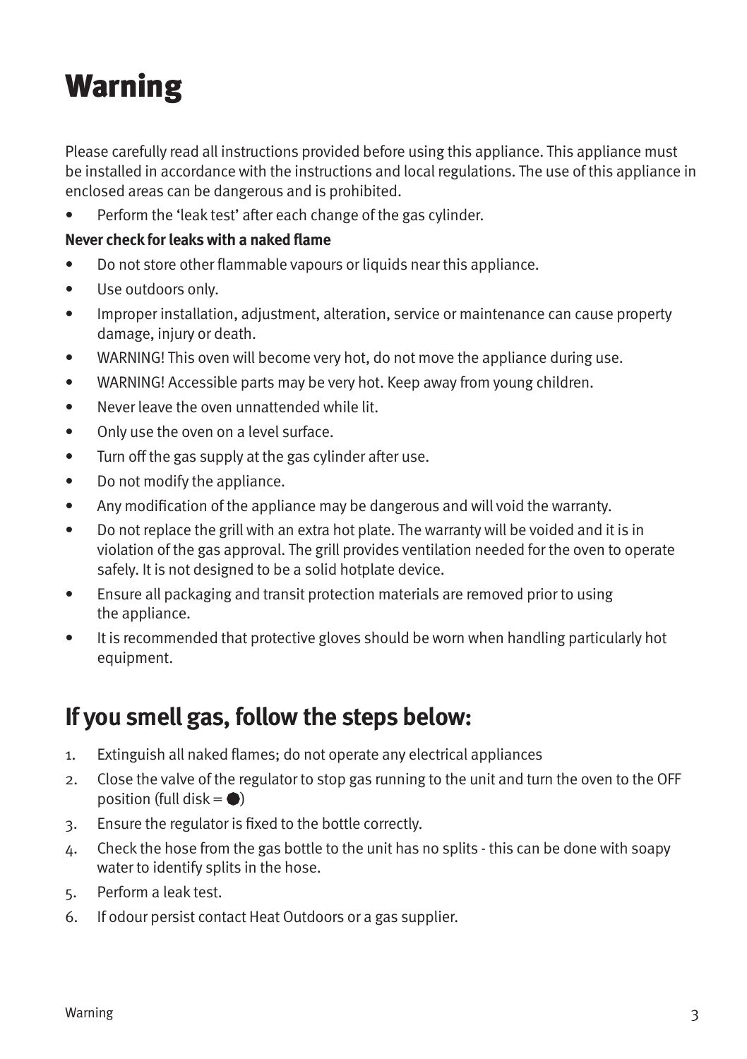# Warning

Please carefully read all instructions provided before using this appliance. This appliance must be installed in accordance with the instructions and local regulations. The use of this appliance in enclosed areas can be dangerous and is prohibited.

- Perform the 'leak test' after each change of the gas cylinder.

**Never check for leaks with a naked flame**

- Do not store other flammable vapours or liquids near this appliance.
- Use outdoors only.
- Improper installation, adjustment, alteration, service or maintenance can cause property damage, injury or death.
- WARNING! This oven will become very hot, do not move the appliance during use.
- WARNING! Accessible parts may be very hot. Keep away from young children.
- Never leave the oven unattended while lit.
- Only use the oven on a level surface.
- Turn off the gas supply at the gas cylinder after use.
- Do not modify the appliance.
- Any modification of the appliance may be dangerous and will void the warranty.
- Do not replace the grill with an extra hot plate. The warranty will be voided and it is in violation of the gas approval. The grill provides ventilation needed for the oven to operate safely. It is not designed to be a solid hotplate device.
- Ensure all packaging and transit protection materials are removed prior to using the appliance.
- It is recommended that protective gloves should be worn when handling particularly hot equipment.

## If you smell gas, follow the steps below:

1. Extinguish all naked flames; do not operate any electrical appliances
2. Close the valve of the regulator to stop gas running to the unit and turn the oven to the OFF position (full disk = ●)
3. Ensure the regulator is fixed to the bottle correctly.
4. Check the hose from the gas bottle to the unit has no splits - this can be done with soapy water to identify splits in the hose.
5. Perform a leak test.
6. If odour persist contact Heat Outdoors or a gas supplier.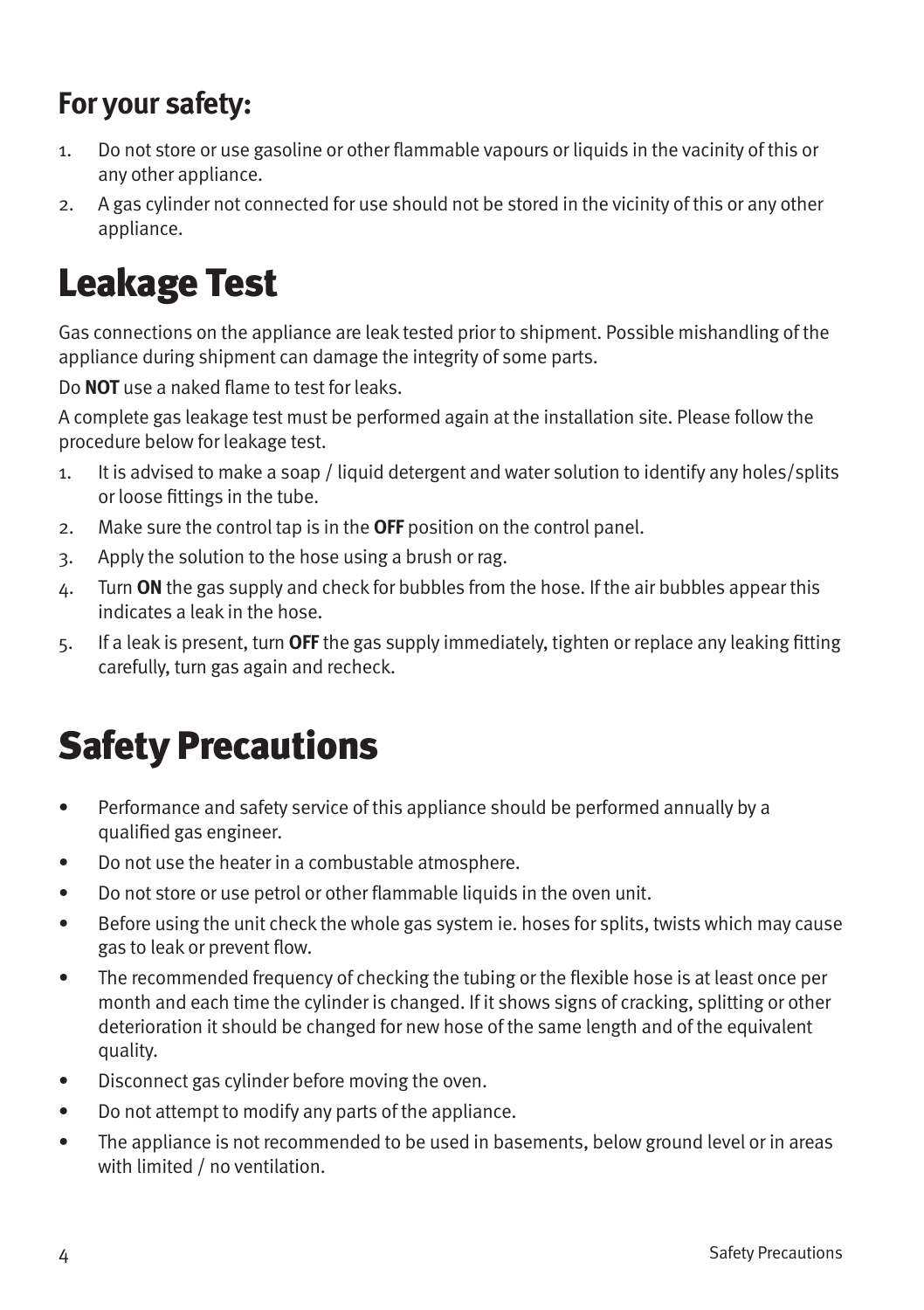## For your safety:

1. Do not store or use gasoline or other flammable vapours or liquids in the vacinity of this or any other appliance.
2. A gas cylinder not connected for use should not be stored in the vicinity of this or any other appliance.

# Leakage Test

Gas connections on the appliance are leak tested prior to shipment. Possible mishandling of the appliance during shipment can damage the integrity of some parts.

Do **NOT** use a naked flame to test for leaks.

A complete gas leakage test must be performed again at the installation site. Please follow the procedure below for leakage test.

1. It is advised to make a soap / liquid detergent and water solution to identify any holes/splits or loose fittings in the tube.
2. Make sure the control tap is in the **OFF** position on the control panel.
3. Apply the solution to the hose using a brush or rag.
4. Turn **ON** the gas supply and check for bubbles from the hose. If the air bubbles appear this indicates a leak in the hose.
5. If a leak is present, turn **OFF** the gas supply immediately, tighten or replace any leaking fitting carefully, turn gas again and recheck.

# Safety Precautions

- Performance and safety service of this appliance should be performed annually by a qualified gas engineer.
- Do not use the heater in a combustable atmosphere.
- Do not store or use petrol or other flammable liquids in the oven unit.
- Before using the unit check the whole gas system ie. hoses for splits, twists which may cause gas to leak or prevent flow.
- The recommended frequency of checking the tubing or the flexible hose is at least once per month and each time the cylinder is changed. If it shows signs of cracking, splitting or other deterioration it should be changed for new hose of the same length and of the equivalent quality.
- Disconnect gas cylinder before moving the oven.
- Do not attempt to modify any parts of the appliance.
- The appliance is not recommended to be used in basements, below ground level or in areas with limited / no ventilation.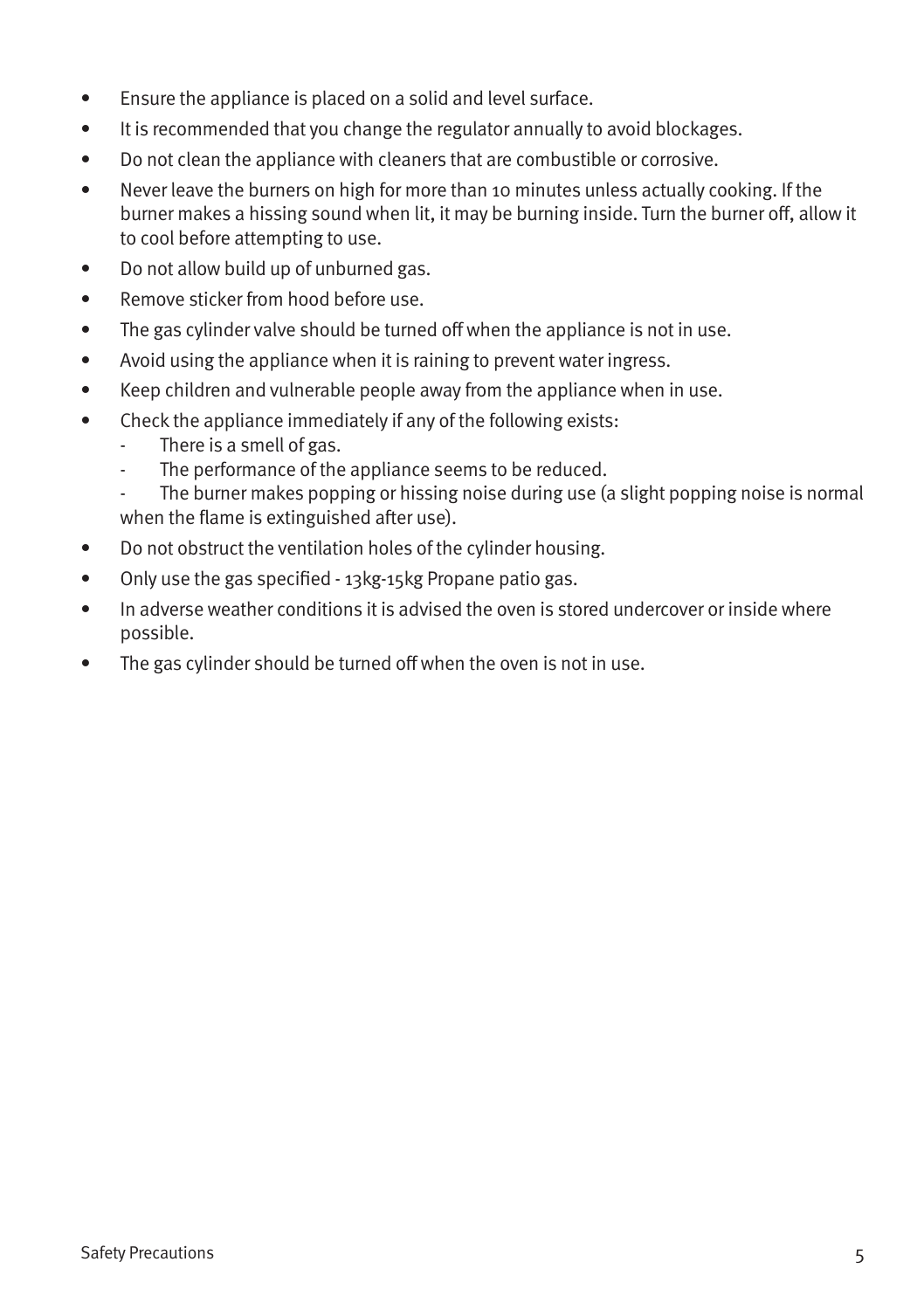- Ensure the appliance is placed on a solid and level surface.
- It is recommended that you change the regulator annually to avoid blockages.
- Do not clean the appliance with cleaners that are combustible or corrosive.
- Never leave the burners on high for more than 10 minutes unless actually cooking. If the burner makes a hissing sound when lit, it may be burning inside. Turn the burner off, allow it to cool before attempting to use.
- Do not allow build up of unburned gas.
- Remove sticker from hood before use.
- The gas cylinder valve should be turned off when the appliance is not in use.
- Avoid using the appliance when it is raining to prevent water ingress.
- Keep children and vulnerable people away from the appliance when in use.
- Check the appliance immediately if any of the following exists:
  - There is a smell of gas.
  - The performance of the appliance seems to be reduced.
  - The burner makes popping or hissing noise during use (a slight popping noise is normal when the flame is extinguished after use).
- Do not obstruct the ventilation holes of the cylinder housing.
- Only use the gas specified - 13kg-15kg Propane patio gas.
- In adverse weather conditions it is advised the oven is stored undercover or inside where possible.
- The gas cylinder should be turned off when the oven is not in use.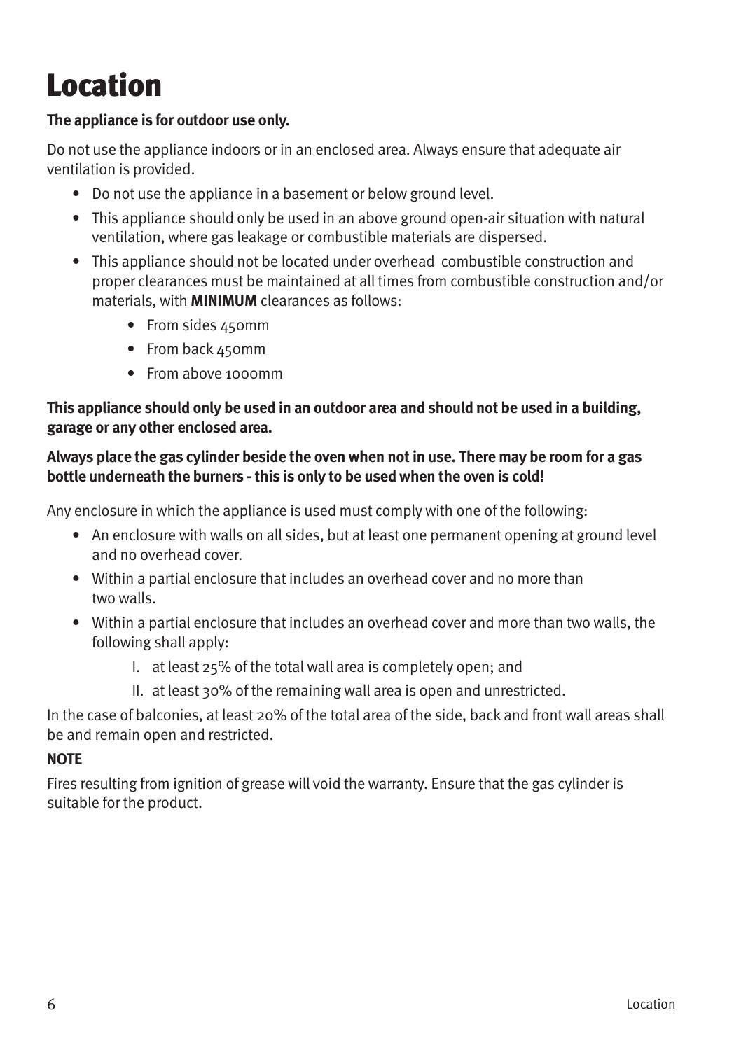# Location

**The appliance is for outdoor use only.**

Do not use the appliance indoors or in an enclosed area. Always ensure that adequate air ventilation is provided.

- Do not use the appliance in a basement or below ground level.
- This appliance should only be used in an above ground open-air situation with natural ventilation, where gas leakage or combustible materials are dispersed.
- This appliance should not be located under overhead combustible construction and proper clearances must be maintained at all times from combustible construction and/or materials, with **MINIMUM** clearances as follows:
    - From sides 450mm
    - From back 450mm
    - From above 1000mm

**This appliance should only be used in an outdoor area and should not be used in a building, garage or any other enclosed area.**

**Always place the gas cylinder beside the oven when not in use. There may be room for a gas bottle underneath the burners - this is only to be used when the oven is cold!**

Any enclosure in which the appliance is used must comply with one of the following:

- An enclosure with walls on all sides, but at least one permanent opening at ground level and no overhead cover.
- Within a partial enclosure that includes an overhead cover and no more than two walls.
- Within a partial enclosure that includes an overhead cover and more than two walls, the following shall apply:
    - I. at least 25% of the total wall area is completely open; and
    - II. at least 30% of the remaining wall area is open and unrestricted.

In the case of balconies, at least 20% of the total area of the side, back and front wall areas shall be and remain open and restricted.

**NOTE**

Fires resulting from ignition of grease will void the warranty. Ensure that the gas cylinder is suitable for the product.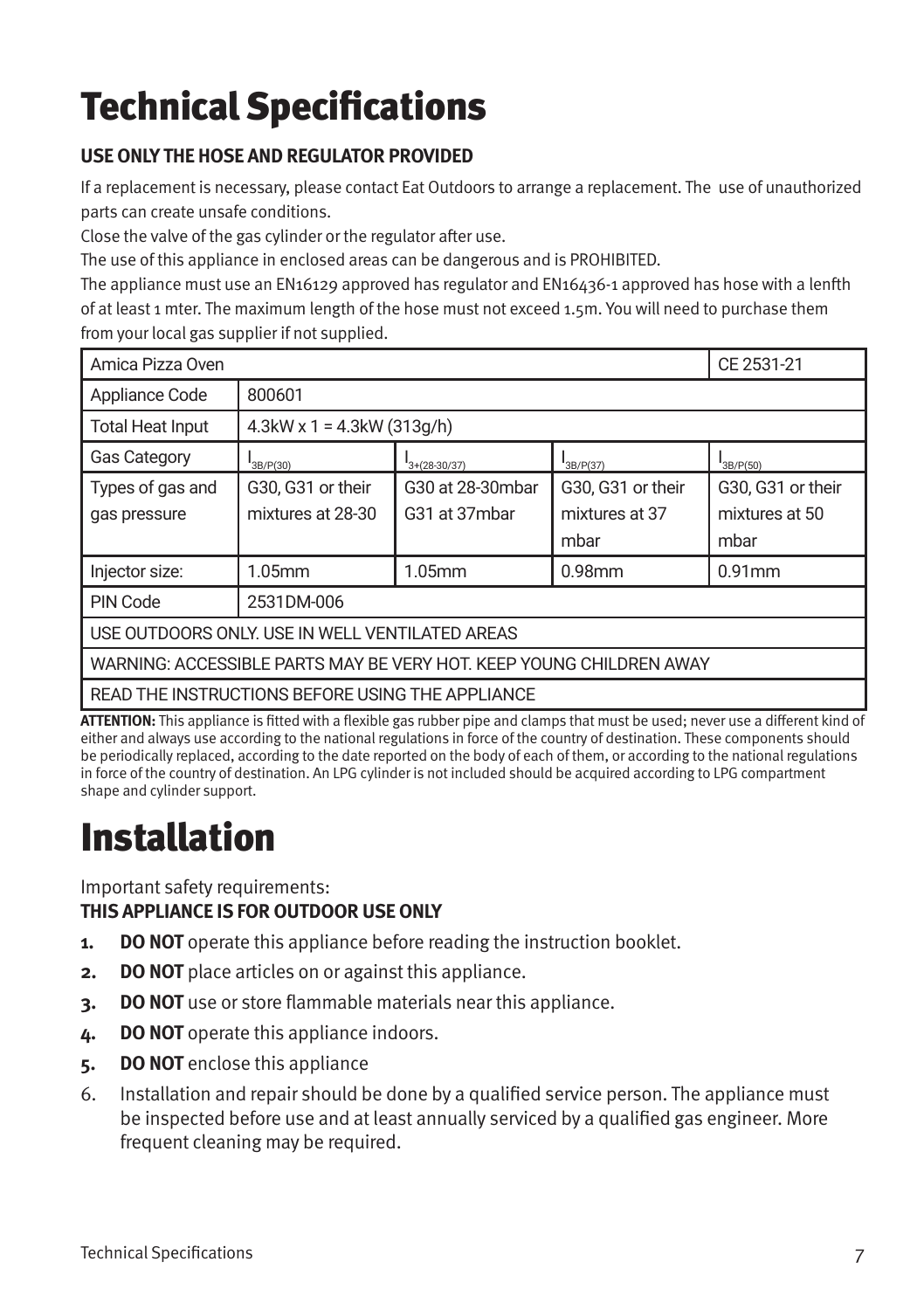# Technical Specifications

**USE ONLY THE HOSE AND REGULATOR PROVIDED**

If a replacement is necessary, please contact Eat Outdoors to arrange a replacement. The use of unauthorized parts can create unsafe conditions.

Close the valve of the gas cylinder or the regulator after use.

The use of this appliance in enclosed areas can be dangerous and is PROHIBITED.

The appliance must use an EN16129 approved has regulator and EN16436-1 approved has hose with a lenfth of at least 1 mter. The maximum length of the hose must not exceed 1.5m. You will need to purchase them from your local gas supplier if not supplied.

| Amica Pizza Oven | | | | CE 2531-21 |
|---|---|---|---|---|
| Appliance Code | 800601 | | | |
| Total Heat Input | 4.3kW x 1 = 4.3kW (313g/h) | | | |
| Gas Category | $I_{3B/P(30)}$ | $I_{3+(28-30/37)}$ | $I_{3B/P(37)}$ | $I_{3B/P(50)}$ |
| Types of gas and gas pressure | G30, G31 or their mixtures at 28-30 | G30 at 28-30mbar G31 at 37mbar | G30, G31 or their mixtures at 37 mbar | G30, G31 or their mixtures at 50 mbar |
| Injector size: | 1.05mm | 1.05mm | 0.98mm | 0.91mm |
| PIN Code | 2531DM-006 | | | |
| USE OUTDOORS ONLY. USE IN WELL VENTILATED AREAS | | | | |
| WARNING: ACCESSIBLE PARTS MAY BE VERY HOT. KEEP YOUNG CHILDREN AWAY | | | | |
| READ THE INSTRUCTIONS BEFORE USING THE APPLIANCE | | | | |

**ATTENTION:** This appliance is fitted with a flexible gas rubber pipe and clamps that must be used; never use a different kind of either and always use according to the national regulations in force of the country of destination. These components should be periodically replaced, according to the date reported on the body of each of them, or according to the national regulations in force of the country of destination. An LPG cylinder is not included should be acquired according to LPG compartment shape and cylinder support.

# Installation

Important safety requirements:

**THIS APPLIANCE IS FOR OUTDOOR USE ONLY**

1. **DO NOT** operate this appliance before reading the instruction booklet.
2. **DO NOT** place articles on or against this appliance.
3. **DO NOT** use or store flammable materials near this appliance.
4. **DO NOT** operate this appliance indoors.
5. **DO NOT** enclose this appliance
6. Installation and repair should be done by a qualified service person. The appliance must be inspected before use and at least annually serviced by a qualified gas engineer. More frequent cleaning may be required.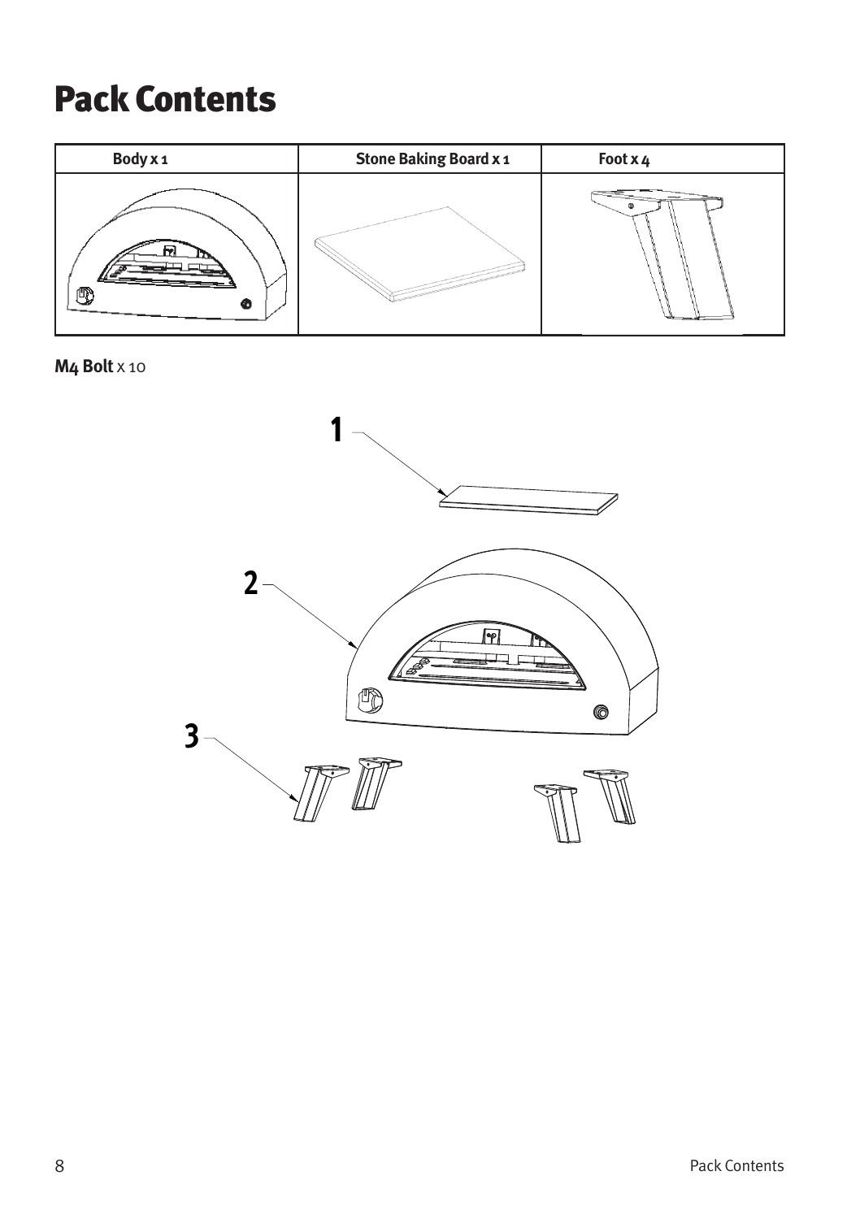# Pack Contents

| Body x 1 | Stone Baking Board x 1 | Foot x 4 |
| --- | --- | --- |
| | | |

**M4 Bolt** x 10

1

2

3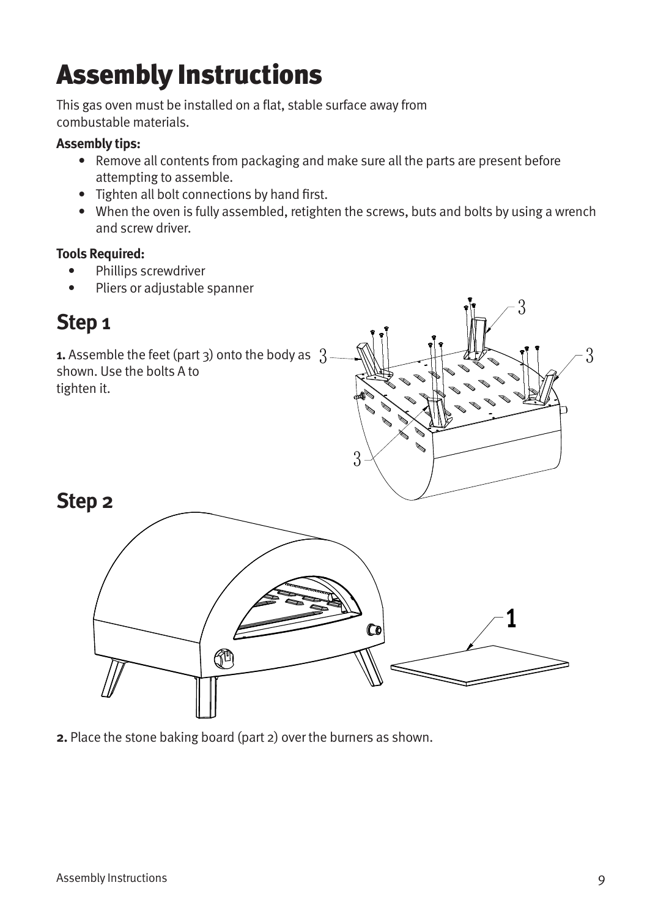# Assembly Instructions

This gas oven must be installed on a flat, stable surface away from combustable materials.

**Assembly tips:**

- Remove all contents from packaging and make sure all the parts are present before attempting to assemble.
- Tighten all bolt connections by hand first.
- When the oven is fully assembled, retighten the screws, buts and bolts by using a wrench and screw driver.

**Tools Required:**

- Phillips screwdriver
- Pliers or adjustable spanner

## Step 1

**1.** Assemble the feet (part 3) onto the body as shown. Use the bolts A to tighten it.

## Step 2

**2.** Place the stone baking board (part 2) over the burners as shown.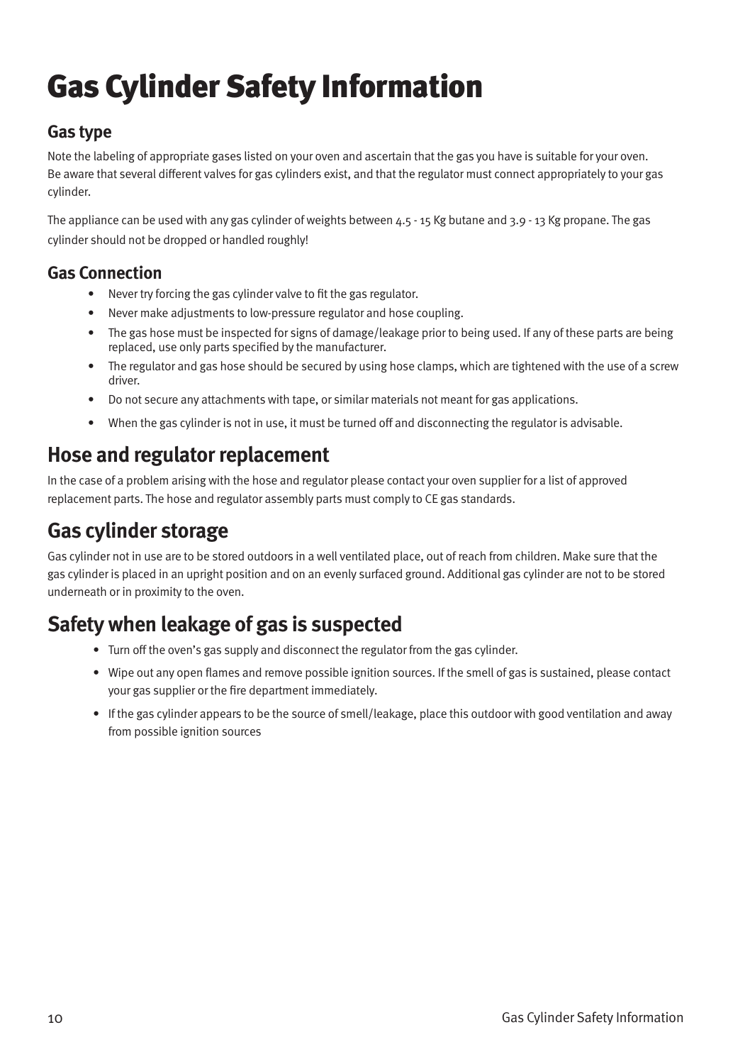# Gas Cylinder Safety Information

### Gas type

Note the labeling of appropriate gases listed on your oven and ascertain that the gas you have is suitable for your oven. Be aware that several different valves for gas cylinders exist, and that the regulator must connect appropriately to your gas cylinder.

The appliance can be used with any gas cylinder of weights between 4.5 - 15 Kg butane and 3.9 - 13 Kg propane. The gas cylinder should not be dropped or handled roughly!

### Gas Connection

- Never try forcing the gas cylinder valve to fit the gas regulator.
- Never make adjustments to low-pressure regulator and hose coupling.
- The gas hose must be inspected for signs of damage/leakage prior to being used. If any of these parts are being replaced, use only parts specified by the manufacturer.
- The regulator and gas hose should be secured by using hose clamps, which are tightened with the use of a screw driver.
- Do not secure any attachments with tape, or similar materials not meant for gas applications.
- When the gas cylinder is not in use, it must be turned off and disconnecting the regulator is advisable.

## Hose and regulator replacement

In the case of a problem arising with the hose and regulator please contact your oven supplier for a list of approved replacement parts. The hose and regulator assembly parts must comply to CE gas standards.

## Gas cylinder storage

Gas cylinder not in use are to be stored outdoors in a well ventilated place, out of reach from children. Make sure that the gas cylinder is placed in an upright position and on an evenly surfaced ground. Additional gas cylinder are not to be stored underneath or in proximity to the oven.

## Safety when leakage of gas is suspected

- Turn off the oven's gas supply and disconnect the regulator from the gas cylinder.
- Wipe out any open flames and remove possible ignition sources. If the smell of gas is sustained, please contact your gas supplier or the fire department immediately.
- If the gas cylinder appears to be the source of smell/leakage, place this outdoor with good ventilation and away from possible ignition sources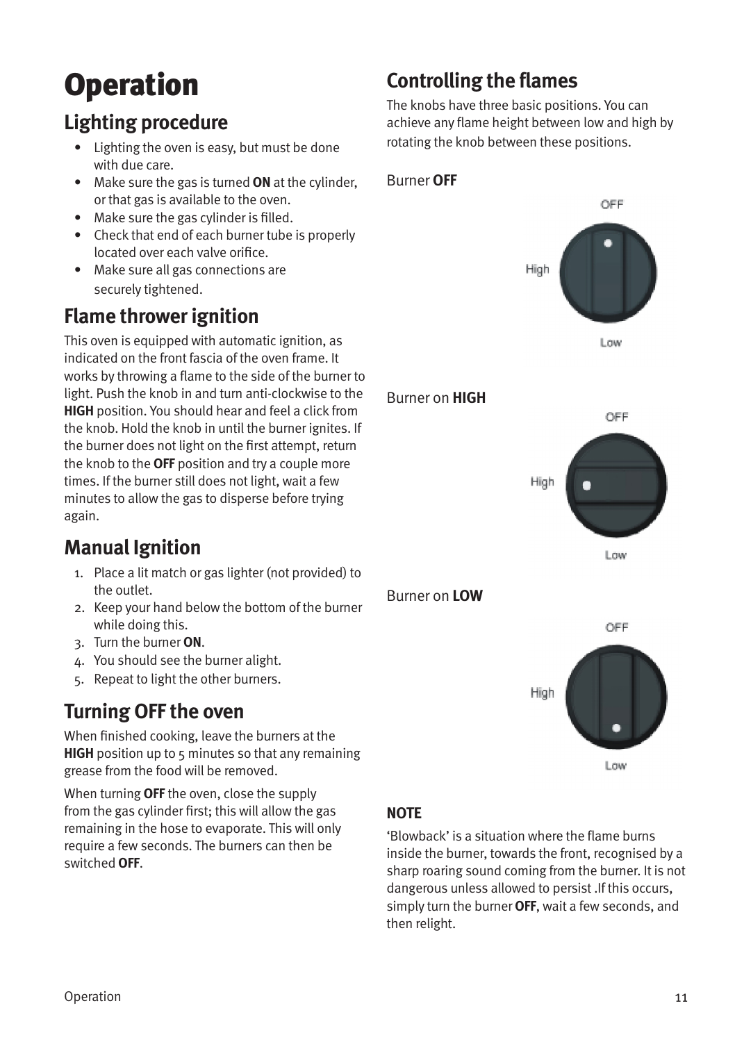# Operation

## Lighting procedure

- Lighting the oven is easy, but must be done with due care.
- Make sure the gas is turned **ON** at the cylinder, or that gas is available to the oven.
- Make sure the gas cylinder is filled.
- Check that end of each burner tube is properly located over each valve orifice.
- Make sure all gas connections are securely tightened.

## Flame thrower ignition

This oven is equipped with automatic ignition, as indicated on the front fascia of the oven frame. It works by throwing a flame to the side of the burner to light. Push the knob in and turn anti-clockwise to the **HIGH** position. You should hear and feel a click from the knob. Hold the knob in until the burner ignites. If the burner does not light on the first attempt, return the knob to the **OFF** position and try a couple more times. If the burner still does not light, wait a few minutes to allow the gas to disperse before trying again.

## Manual Ignition

1. Place a lit match or gas lighter (not provided) to the outlet.
2. Keep your hand below the bottom of the burner while doing this.
3. Turn the burner **ON**.
4. You should see the burner alight.
5. Repeat to light the other burners.

## Turning OFF the oven

When finished cooking, leave the burners at the **HIGH** position up to 5 minutes so that any remaining grease from the food will be removed.

When turning **OFF** the oven, close the supply from the gas cylinder first; this will allow the gas remaining in the hose to evaporate. This will only require a few seconds. The burners can then be switched **OFF**.

## Controlling the flames

The knobs have three basic positions. You can achieve any flame height between low and high by rotating the knob between these positions.

Burner **OFF**

OFF
High
Low

Burner on **HIGH**

OFF
High
Low

Burner on **LOW**

OFF
High
Low

**NOTE**

'Blowback' is a situation where the flame burns inside the burner, towards the front, recognised by a sharp roaring sound coming from the burner. It is not dangerous unless allowed to persist .If this occurs, simply turn the burner **OFF**, wait a few seconds, and then relight.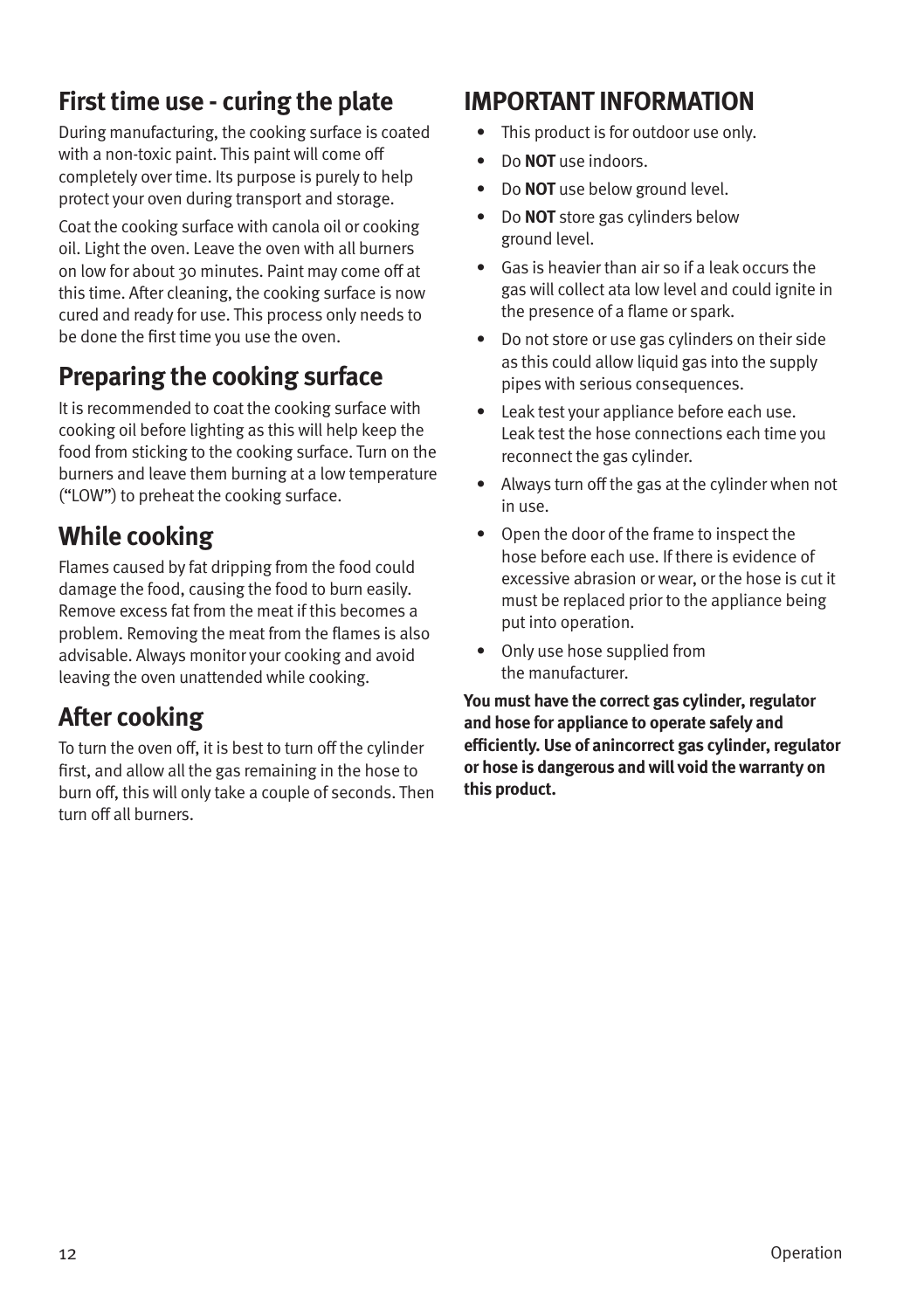## First time use - curing the plate

During manufacturing, the cooking surface is coated with a non-toxic paint. This paint will come off completely over time. Its purpose is purely to help protect your oven during transport and storage.

Coat the cooking surface with canola oil or cooking oil. Light the oven. Leave the oven with all burners on low for about 30 minutes. Paint may come off at this time. After cleaning, the cooking surface is now cured and ready for use. This process only needs to be done the first time you use the oven.

## Preparing the cooking surface

It is recommended to coat the cooking surface with cooking oil before lighting as this will help keep the food from sticking to the cooking surface. Turn on the burners and leave them burning at a low temperature ("LOW") to preheat the cooking surface.

## While cooking

Flames caused by fat dripping from the food could damage the food, causing the food to burn easily. Remove excess fat from the meat if this becomes a problem. Removing the meat from the flames is also advisable. Always monitor your cooking and avoid leaving the oven unattended while cooking.

## After cooking

To turn the oven off, it is best to turn off the cylinder first, and allow all the gas remaining in the hose to burn off, this will only take a couple of seconds. Then turn off all burners.

## IMPORTANT INFORMATION

- This product is for outdoor use only.
- Do **NOT** use indoors.
- Do **NOT** use below ground level.
- Do **NOT** store gas cylinders below ground level.
- Gas is heavier than air so if a leak occurs the gas will collect ata low level and could ignite in the presence of a flame or spark.
- Do not store or use gas cylinders on their side as this could allow liquid gas into the supply pipes with serious consequences.
- Leak test your appliance before each use. Leak test the hose connections each time you reconnect the gas cylinder.
- Always turn off the gas at the cylinder when not in use.
- Open the door of the frame to inspect the hose before each use. If there is evidence of excessive abrasion or wear, or the hose is cut it must be replaced prior to the appliance being put into operation.
- Only use hose supplied from the manufacturer.

**You must have the correct gas cylinder, regulator and hose for appliance to operate safely and efficiently. Use of anincorrect gas cylinder, regulator or hose is dangerous and will void the warranty on this product.**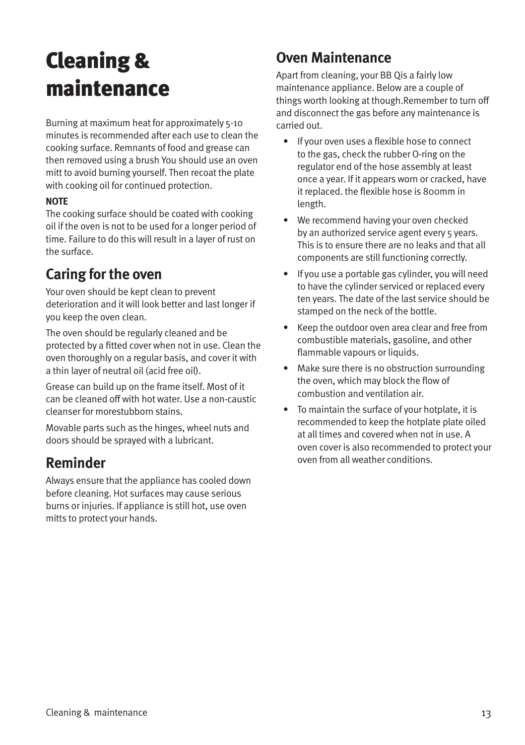# Cleaning & maintenance

Burning at maximum heat for approximately 5-10 minutes is recommended after each use to clean the cooking surface. Remnants of food and grease can then removed using a brush You should use an oven mitt to avoid burning yourself. Then recoat the plate with cooking oil for continued protection.

**NOTE**

The cooking surface should be coated with cooking oil if the oven is not to be used for a longer period of time. Failure to do this will result in a layer of rust on the surface.

## Caring for the oven

Your oven should be kept clean to prevent deterioration and it will look better and last longer if you keep the oven clean.

The oven should be regularly cleaned and be protected by a fitted cover when not in use. Clean the oven thoroughly on a regular basis, and cover it with a thin layer of neutral oil (acid free oil).

Grease can build up on the frame itself. Most of it can be cleaned off with hot water. Use a non-caustic cleanser for morestubborn stains.

Movable parts such as the hinges, wheel nuts and doors should be sprayed with a lubricant.

## Reminder

Always ensure that the appliance has cooled down before cleaning. Hot surfaces may cause serious burns or injuries. If appliance is still hot, use oven mitts to protect your hands.

## Oven Maintenance

Apart from cleaning, your BB Qis a fairly low maintenance appliance. Below are a couple of things worth looking at though.Remember to turn off and disconnect the gas before any maintenance is carried out.

- If your oven uses a flexible hose to connect to the gas, check the rubber O-ring on the regulator end of the hose assembly at least once a year. If it appears worn or cracked, have it replaced. the flexible hose is 800mm in length.
- We recommend having your oven checked by an authorized service agent every 5 years. This is to ensure there are no leaks and that all components are still functioning correctly.
- If you use a portable gas cylinder, you will need to have the cylinder serviced or replaced every ten years. The date of the last service should be stamped on the neck of the bottle.
- Keep the outdoor oven area clear and free from combustible materials, gasoline, and other flammable vapours or liquids.
- Make sure there is no obstruction surrounding the oven, which may block the flow of combustion and ventilation air.
- To maintain the surface of your hotplate, it is recommended to keep the hotplate plate oiled at all times and covered when not in use. A oven cover is also recommended to protect your oven from all weather conditions.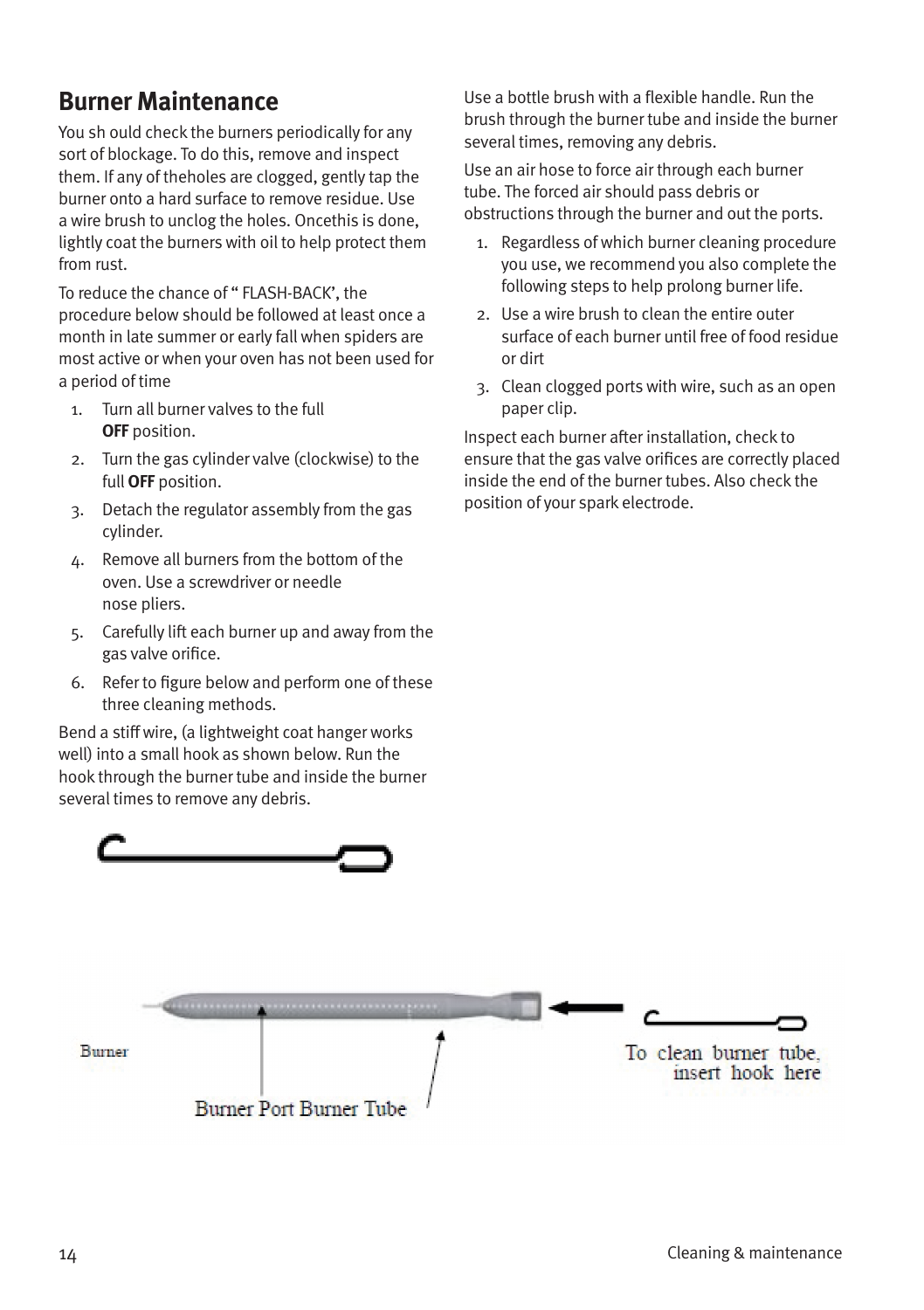## Burner Maintenance

You sh ould check the burners periodically for any sort of blockage. To do this, remove and inspect them. If any of theholes are clogged, gently tap the burner onto a hard surface to remove residue. Use a wire brush to unclog the holes. Oncethis is done, lightly coat the burners with oil to help protect them from rust.

To reduce the chance of " FLASH-BACK', the procedure below should be followed at least once a month in late summer or early fall when spiders are most active or when your oven has not been used for a period of time

1. Turn all burner valves to the full **OFF** position.
2. Turn the gas cylinder valve (clockwise) to the full **OFF** position.
3. Detach the regulator assembly from the gas cylinder.
4. Remove all burners from the bottom of the oven. Use a screwdriver or needle nose pliers.
5. Carefully lift each burner up and away from the gas valve orifice.
6. Refer to figure below and perform one of these three cleaning methods.

Bend a stiff wire, (a lightweight coat hanger works well) into a small hook as shown below. Run the hook through the burner tube and inside the burner several times to remove any debris.

Use a bottle brush with a flexible handle. Run the brush through the burner tube and inside the burner several times, removing any debris.

Use an air hose to force air through each burner tube. The forced air should pass debris or obstructions through the burner and out the ports.

1. Regardless of which burner cleaning procedure you use, we recommend you also complete the following steps to help prolong burner life.
2. Use a wire brush to clean the entire outer surface of each burner until free of food residue or dirt
3. Clean clogged ports with wire, such as an open paper clip.

Inspect each burner after installation, check to ensure that the gas valve orifices are correctly placed inside the end of the burner tubes. Also check the position of your spark electrode.

Burner

Burner Port Burner Tube

To clean burner tube, insert hook here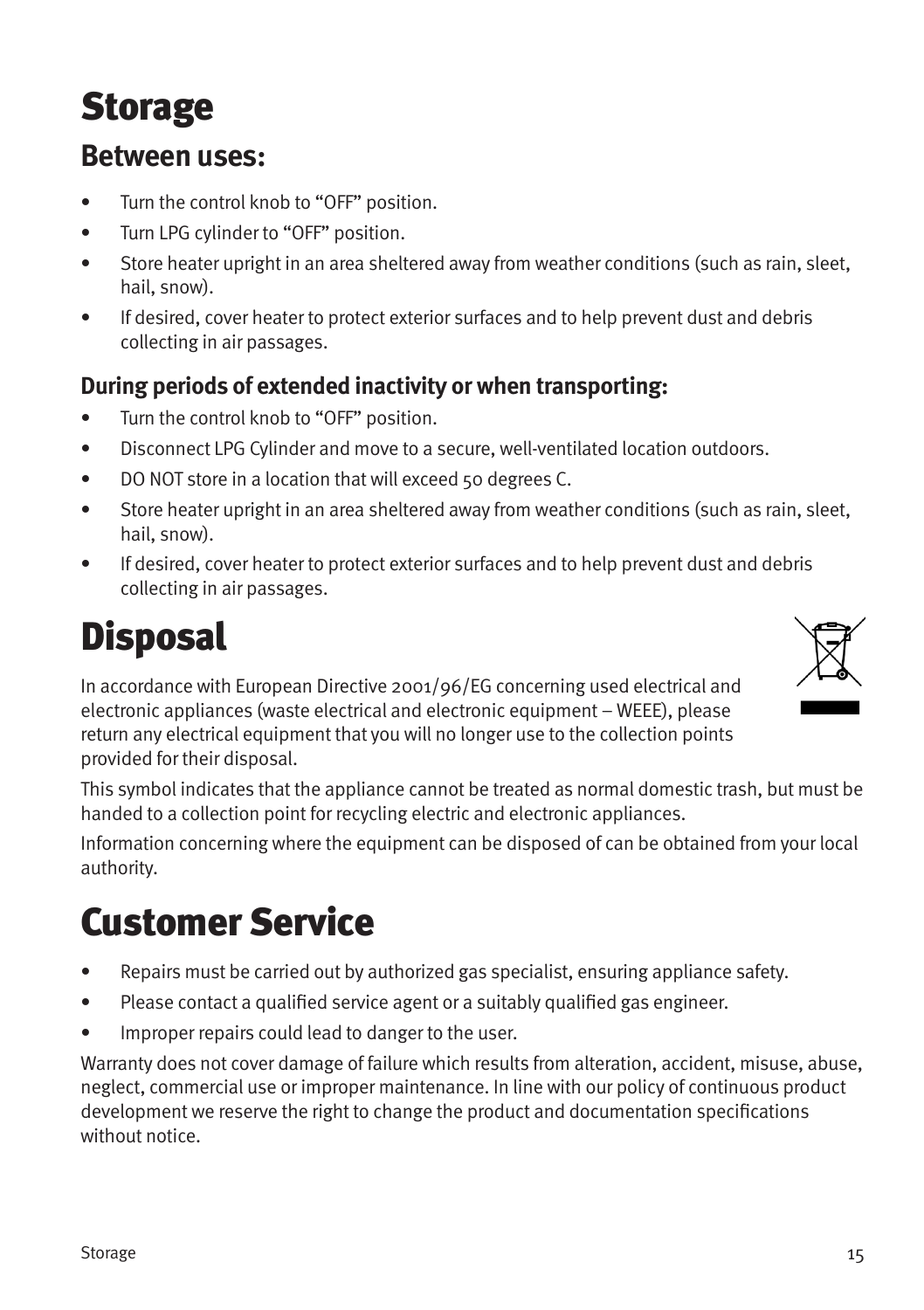# Storage

## Between uses:

- Turn the control knob to “OFF” position.
- Turn LPG cylinder to “OFF” position.
- Store heater upright in an area sheltered away from weather conditions (such as rain, sleet, hail, snow).
- If desired, cover heater to protect exterior surfaces and to help prevent dust and debris collecting in air passages.

### During periods of extended inactivity or when transporting:

- Turn the control knob to “OFF” position.
- Disconnect LPG Cylinder and move to a secure, well-ventilated location outdoors.
- DO NOT store in a location that will exceed 50 degrees C.
- Store heater upright in an area sheltered away from weather conditions (such as rain, sleet, hail, snow).
- If desired, cover heater to protect exterior surfaces and to help prevent dust and debris collecting in air passages.

# Disposal

In accordance with European Directive 2001/96/EG concerning used electrical and electronic appliances (waste electrical and electronic equipment – WEEE), please return any electrical equipment that you will no longer use to the collection points provided for their disposal.

This symbol indicates that the appliance cannot be treated as normal domestic trash, but must be handed to a collection point for recycling electric and electronic appliances.

Information concerning where the equipment can be disposed of can be obtained from your local authority.

# Customer Service

- Repairs must be carried out by authorized gas specialist, ensuring appliance safety.
- Please contact a qualified service agent or a suitably qualified gas engineer.
- Improper repairs could lead to danger to the user.

Warranty does not cover damage of failure which results from alteration, accident, misuse, abuse, neglect, commercial use or improper maintenance. In line with our policy of continuous product development we reserve the right to change the product and documentation specifications without notice.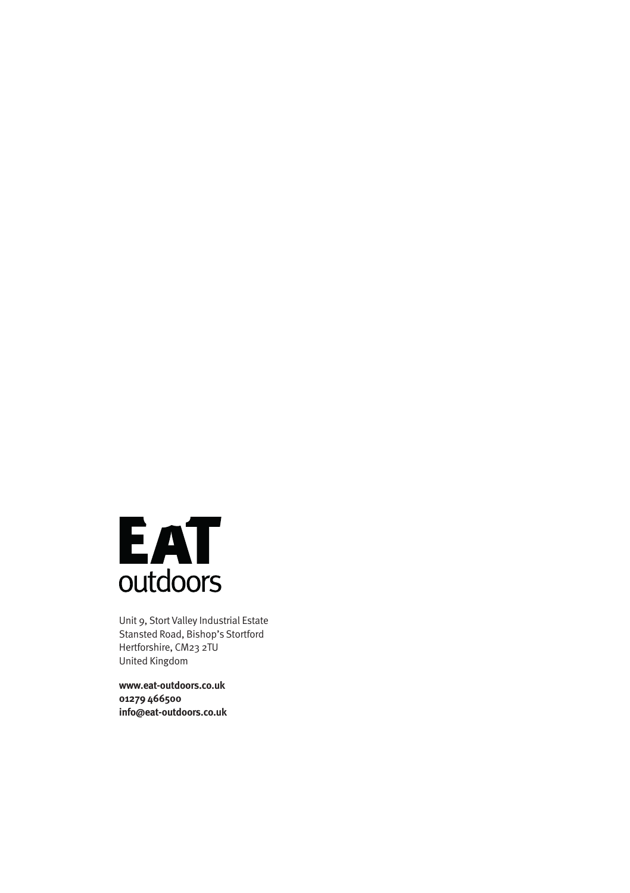EAT
outdoors

Unit 9, Stort Valley Industrial Estate
Stansted Road, Bishop's Stortford
Hertforshire, CM23 2TU
United Kingdom

**www.eat-outdoors.co.uk**
**01279 466500**
**info@eat-outdoors.co.uk**